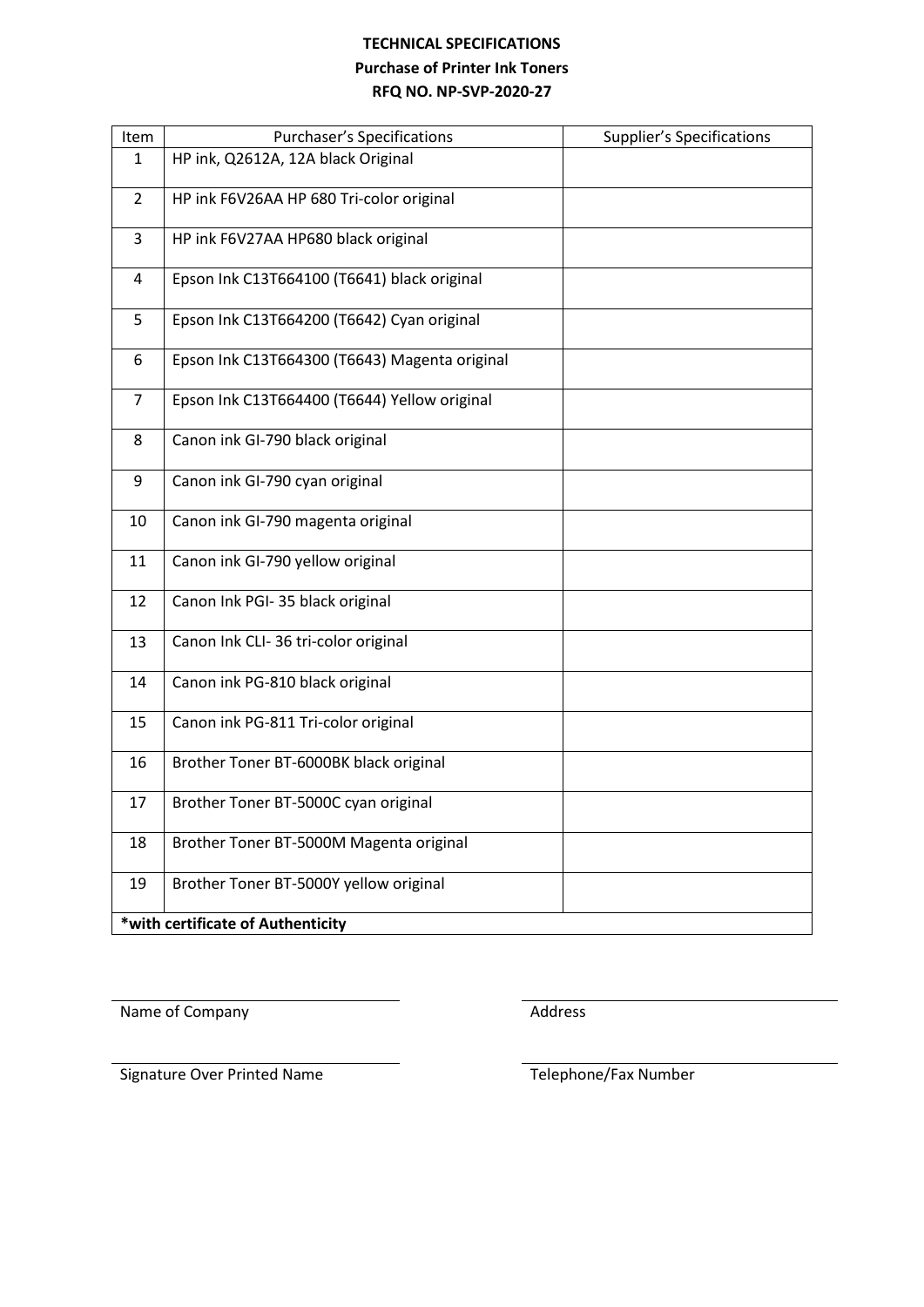**TECHNICAL SPECIFICATIONS**

**Purchase of Printer Ink Toners**

**RFQ NO. NP-SVP-2020-27**

| Item | Purchaser's Specifications | Supplier's Specifications |
|---|---|---|
| 1 | HP ink, Q2612A, 12A black Original | |
| 2 | HP ink F6V26AA HP 680 Tri-color original | |
| 3 | HP ink F6V27AA HP680 black original | |
| 4 | Epson Ink C13T664100 (T6641) black original | |
| 5 | Epson Ink C13T664200 (T6642) Cyan original | |
| 6 | Epson Ink C13T664300 (T6643) Magenta original | |
| 7 | Epson Ink C13T664400 (T6644) Yellow original | |
| 8 | Canon ink GI-790 black original | |
| 9 | Canon ink GI-790 cyan original | |
| 10 | Canon ink GI-790 magenta original | |
| 11 | Canon ink GI-790 yellow original | |
| 12 | Canon Ink PGI- 35 black original | |
| 13 | Canon Ink CLI- 36 tri-color original | |
| 14 | Canon ink PG-810 black original | |
| 15 | Canon ink PG-811 Tri-color original | |
| 16 | Brother Toner BT-6000BK black original | |
| 17 | Brother Toner BT-5000C cyan original | |
| 18 | Brother Toner BT-5000M Magenta original | |
| 19 | Brother Toner BT-5000Y yellow original | |
| **\*with certificate of Authenticity** | | |

Name of Company

Address

Signature Over Printed Name

Telephone/Fax Number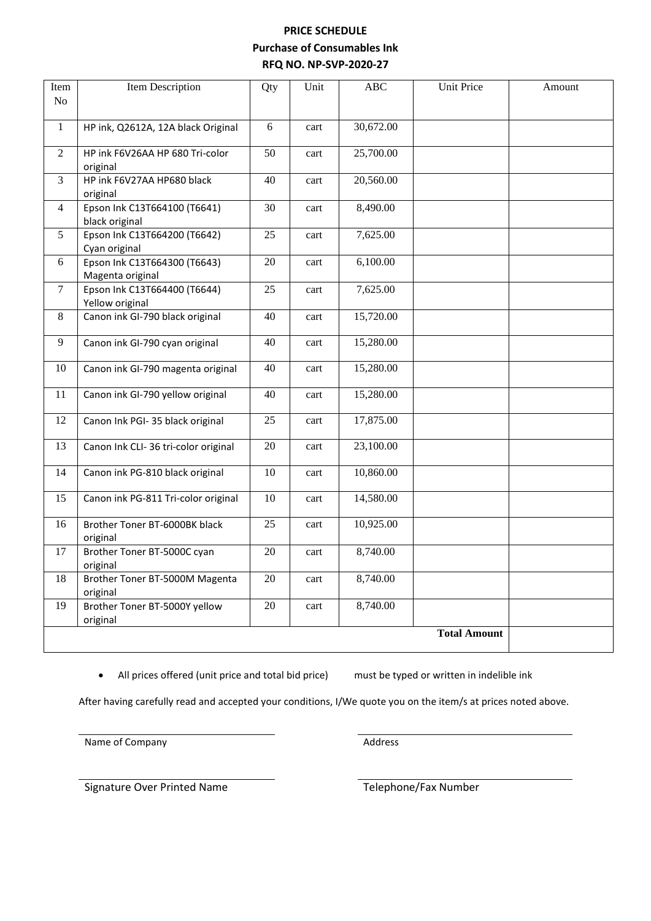**PRICE SCHEDULE**

**Purchase of Consumables Ink**

**RFQ NO. NP-SVP-2020-27**

| Item No | Item Description | Qty | Unit | ABC | Unit Price | Amount |
|---|---|---|---|---|---|---|
| 1 | HP ink, Q2612A, 12A black Original | 6 | cart | 30,672.00 | | |
| 2 | HP ink F6V26AA HP 680 Tri-color original | 50 | cart | 25,700.00 | | |
| 3 | HP ink F6V27AA HP680 black original | 40 | cart | 20,560.00 | | |
| 4 | Epson Ink C13T664100 (T6641) black original | 30 | cart | 8,490.00 | | |
| 5 | Epson Ink C13T664200 (T6642) Cyan original | 25 | cart | 7,625.00 | | |
| 6 | Epson Ink C13T664300 (T6643) Magenta original | 20 | cart | 6,100.00 | | |
| 7 | Epson Ink C13T664400 (T6644) Yellow original | 25 | cart | 7,625.00 | | |
| 8 | Canon ink GI-790 black original | 40 | cart | 15,720.00 | | |
| 9 | Canon ink GI-790 cyan original | 40 | cart | 15,280.00 | | |
| 10 | Canon ink GI-790 magenta original | 40 | cart | 15,280.00 | | |
| 11 | Canon ink GI-790 yellow original | 40 | cart | 15,280.00 | | |
| 12 | Canon Ink PGI- 35 black original | 25 | cart | 17,875.00 | | |
| 13 | Canon Ink CLI- 36 tri-color original | 20 | cart | 23,100.00 | | |
| 14 | Canon ink PG-810 black original | 10 | cart | 10,860.00 | | |
| 15 | Canon ink PG-811 Tri-color original | 10 | cart | 14,580.00 | | |
| 16 | Brother Toner BT-6000BK black original | 25 | cart | 10,925.00 | | |
| 17 | Brother Toner BT-5000C cyan original | 20 | cart | 8,740.00 | | |
| 18 | Brother Toner BT-5000M Magenta original | 20 | cart | 8,740.00 | | |
| 19 | Brother Toner BT-5000Y yellow original | 20 | cart | 8,740.00 | | |
| | | | | | **Total Amount** | |

- All prices offered (unit price and total bid price) must be typed or written in indelible ink

After having carefully read and accepted your conditions, I/We quote you on the item/s at prices noted above.

\_\_\_\_\_\_\_\_\_\_\_\_\_\_\_\_\_\_\_\_\_\_\_\_\_\_\_\_\_\_
Name of Company

\_\_\_\_\_\_\_\_\_\_\_\_\_\_\_\_\_\_\_\_\_\_\_\_\_\_\_\_\_\_
Address

\_\_\_\_\_\_\_\_\_\_\_\_\_\_\_\_\_\_\_\_\_\_\_\_\_\_\_\_\_\_
Signature Over Printed Name

\_\_\_\_\_\_\_\_\_\_\_\_\_\_\_\_\_\_\_\_\_\_\_\_\_\_\_\_\_\_
Telephone/Fax Number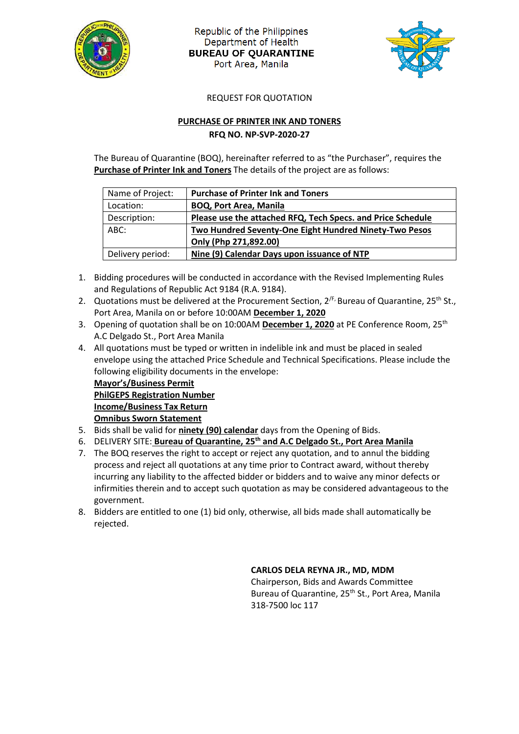Republic of the Philippines
Department of Health
**BUREAU OF QUARANTINE**
Port Area, Manila

REQUEST FOR QUOTATION

**PURCHASE OF PRINTER INK AND TONERS**
**RFQ NO. NP-SVP-2020-27**

The Bureau of Quarantine (BOQ), hereinafter referred to as "the Purchaser", requires the **Purchase of Printer Ink and Toners** The details of the project are as follows:

| Name of Project: | **Purchase of Printer Ink and Toners** |
|---|---|
| Location: | **BOQ, Port Area, Manila** |
| Description: | **Please use the attached RFQ, Tech Specs. and Price Schedule** |
| ABC: | **Two Hundred Seventy-One Eight Hundred Ninety-Two Pesos Only (Php 271,892.00)** |
| Delivery period: | **Nine (9) Calendar Days upon issuance of NTP** |

1. Bidding procedures will be conducted in accordance with the Revised Implementing Rules and Regulations of Republic Act 9184 (R.A. 9184).
2. Quotations must be delivered at the Procurement Section, 2[/F,] Bureau of Quarantine, 25[th] St., Port Area, Manila on or before 10:00AM **December 1, 2020**
3. Opening of quotation shall be on 10:00AM **December 1, 2020** at PE Conference Room, 25[th] A.C Delgado St., Port Area Manila
4. All quotations must be typed or written in indelible ink and must be placed in sealed envelope using the attached Price Schedule and Technical Specifications. Please include the following eligibility documents in the envelope:
   **Mayor's/Business Permit**
   **PhilGEPS Registration Number**
   **Income/Business Tax Return**
   **Omnibus Sworn Statement**
5. Bids shall be valid for **ninety (90) calendar** days from the Opening of Bids.
6. DELIVERY SITE: **Bureau of Quarantine, 25[th] and A.C Delgado St., Port Area Manila**
7. The BOQ reserves the right to accept or reject any quotation, and to annul the bidding process and reject all quotations at any time prior to Contract award, without thereby incurring any liability to the affected bidder or bidders and to waive any minor defects or infirmities therein and to accept such quotation as may be considered advantageous to the government.
8. Bidders are entitled to one (1) bid only, otherwise, all bids made shall automatically be rejected.

**CARLOS DELA REYNA JR., MD, MDM**
Chairperson, Bids and Awards Committee
Bureau of Quarantine, 25[th] St., Port Area, Manila
318-7500 loc 117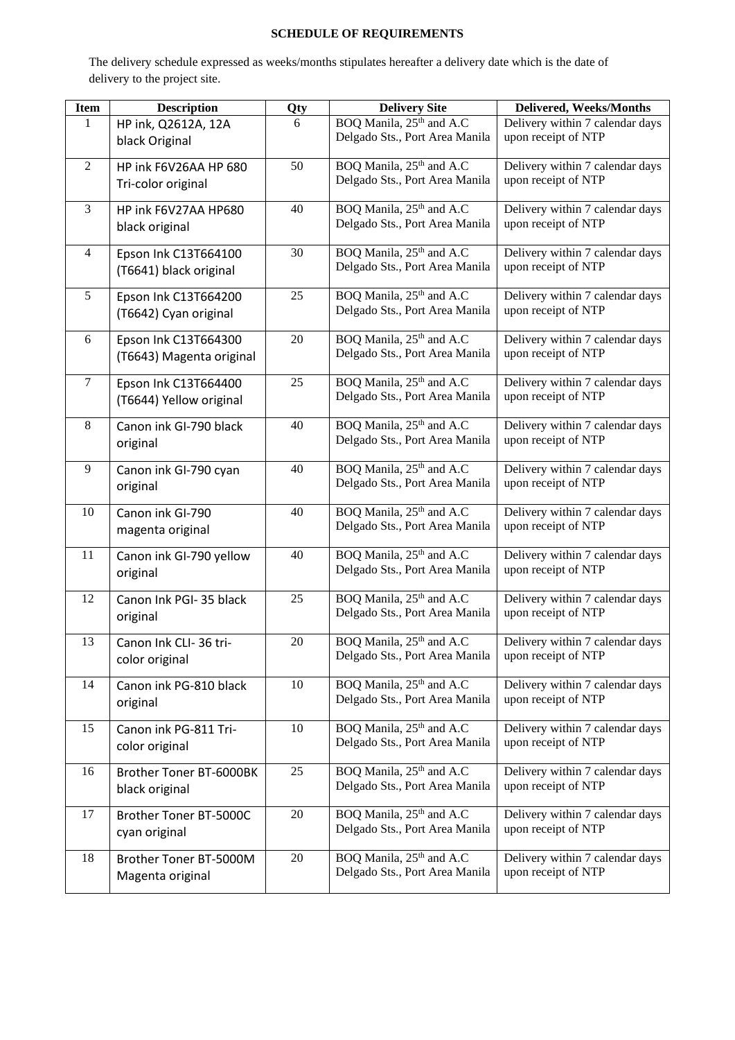**SCHEDULE OF REQUIREMENTS**

The delivery schedule expressed as weeks/months stipulates hereafter a delivery date which is the date of delivery to the project site.

| Item | Description | Qty | Delivery Site | Delivered, Weeks/Months |
|---|---|---|---|---|
| 1 | HP ink, Q2612A, 12A black Original | 6 | BOQ Manila, 25th and A.C Delgado Sts., Port Area Manila | Delivery within 7 calendar days upon receipt of NTP |
| 2 | HP ink F6V26AA HP 680 Tri-color original | 50 | BOQ Manila, 25th and A.C Delgado Sts., Port Area Manila | Delivery within 7 calendar days upon receipt of NTP |
| 3 | HP ink F6V27AA HP680 black original | 40 | BOQ Manila, 25th and A.C Delgado Sts., Port Area Manila | Delivery within 7 calendar days upon receipt of NTP |
| 4 | Epson Ink C13T664100 (T6641) black original | 30 | BOQ Manila, 25th and A.C Delgado Sts., Port Area Manila | Delivery within 7 calendar days upon receipt of NTP |
| 5 | Epson Ink C13T664200 (T6642) Cyan original | 25 | BOQ Manila, 25th and A.C Delgado Sts., Port Area Manila | Delivery within 7 calendar days upon receipt of NTP |
| 6 | Epson Ink C13T664300 (T6643) Magenta original | 20 | BOQ Manila, 25th and A.C Delgado Sts., Port Area Manila | Delivery within 7 calendar days upon receipt of NTP |
| 7 | Epson Ink C13T664400 (T6644) Yellow original | 25 | BOQ Manila, 25th and A.C Delgado Sts., Port Area Manila | Delivery within 7 calendar days upon receipt of NTP |
| 8 | Canon ink GI-790 black original | 40 | BOQ Manila, 25th and A.C Delgado Sts., Port Area Manila | Delivery within 7 calendar days upon receipt of NTP |
| 9 | Canon ink GI-790 cyan original | 40 | BOQ Manila, 25th and A.C Delgado Sts., Port Area Manila | Delivery within 7 calendar days upon receipt of NTP |
| 10 | Canon ink GI-790 magenta original | 40 | BOQ Manila, 25th and A.C Delgado Sts., Port Area Manila | Delivery within 7 calendar days upon receipt of NTP |
| 11 | Canon ink GI-790 yellow original | 40 | BOQ Manila, 25th and A.C Delgado Sts., Port Area Manila | Delivery within 7 calendar days upon receipt of NTP |
| 12 | Canon Ink PGI- 35 black original | 25 | BOQ Manila, 25th and A.C Delgado Sts., Port Area Manila | Delivery within 7 calendar days upon receipt of NTP |
| 13 | Canon Ink CLI- 36 tri-color original | 20 | BOQ Manila, 25th and A.C Delgado Sts., Port Area Manila | Delivery within 7 calendar days upon receipt of NTP |
| 14 | Canon ink PG-810 black original | 10 | BOQ Manila, 25th and A.C Delgado Sts., Port Area Manila | Delivery within 7 calendar days upon receipt of NTP |
| 15 | Canon ink PG-811 Tri-color original | 10 | BOQ Manila, 25th and A.C Delgado Sts., Port Area Manila | Delivery within 7 calendar days upon receipt of NTP |
| 16 | Brother Toner BT-6000BK black original | 25 | BOQ Manila, 25th and A.C Delgado Sts., Port Area Manila | Delivery within 7 calendar days upon receipt of NTP |
| 17 | Brother Toner BT-5000C cyan original | 20 | BOQ Manila, 25th and A.C Delgado Sts., Port Area Manila | Delivery within 7 calendar days upon receipt of NTP |
| 18 | Brother Toner BT-5000M Magenta original | 20 | BOQ Manila, 25th and A.C Delgado Sts., Port Area Manila | Delivery within 7 calendar days upon receipt of NTP |